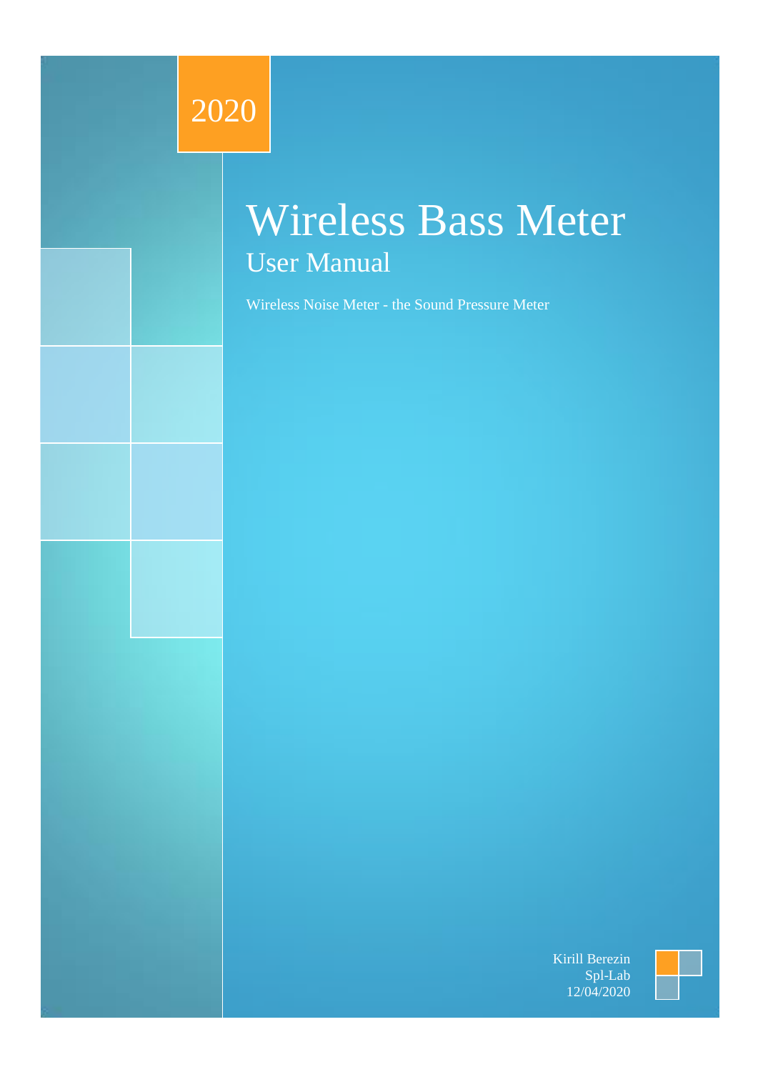2020

# Wireless Bass Meter

## User Manual

Wireless Noise Meter - the Sound Pressure Meter

Kirill Berezin
Spl-Lab
12/04/2020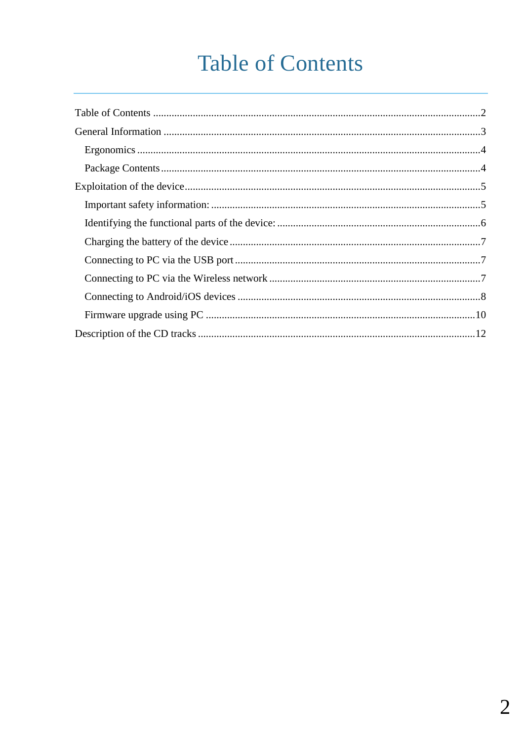# Table of Contents

Table of Contents ........................................................................................................................2
General Information ....................................................................................................................3
  Ergonomics ..............................................................................................................................4
  Package Contents.....................................................................................................................4
Exploitation of the device............................................................................................................5
  Important safety information: ...................................................................................................5
  Identifying the functional parts of the device: ..........................................................................6
  Charging the battery of the device ............................................................................................7
  Connecting to PC via the USB port ..........................................................................................7
  Connecting to PC via the Wireless network ..............................................................................7
  Connecting to Android/iOS devices ..........................................................................................8
  Firmware upgrade using PC ....................................................................................................10
Description of the CD tracks ......................................................................................................12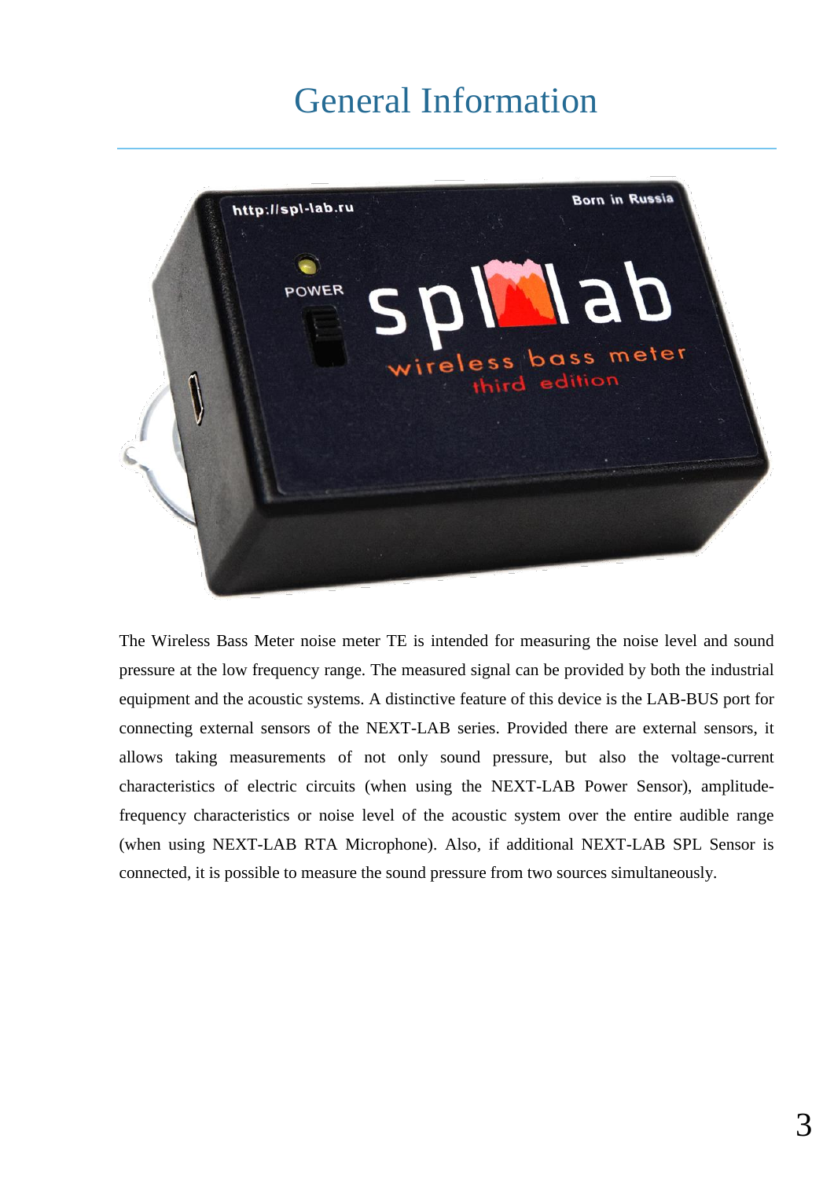# General Information

The Wireless Bass Meter noise meter TE is intended for measuring the noise level and sound pressure at the low frequency range. The measured signal can be provided by both the industrial equipment and the acoustic systems. A distinctive feature of this device is the LAB-BUS port for connecting external sensors of the NEXT-LAB series. Provided there are external sensors, it allows taking measurements of not only sound pressure, but also the voltage-current characteristics of electric circuits (when using the NEXT-LAB Power Sensor), amplitude-frequency characteristics or noise level of the acoustic system over the entire audible range (when using NEXT-LAB RTA Microphone). Also, if additional NEXT-LAB SPL Sensor is connected, it is possible to measure the sound pressure from two sources simultaneously.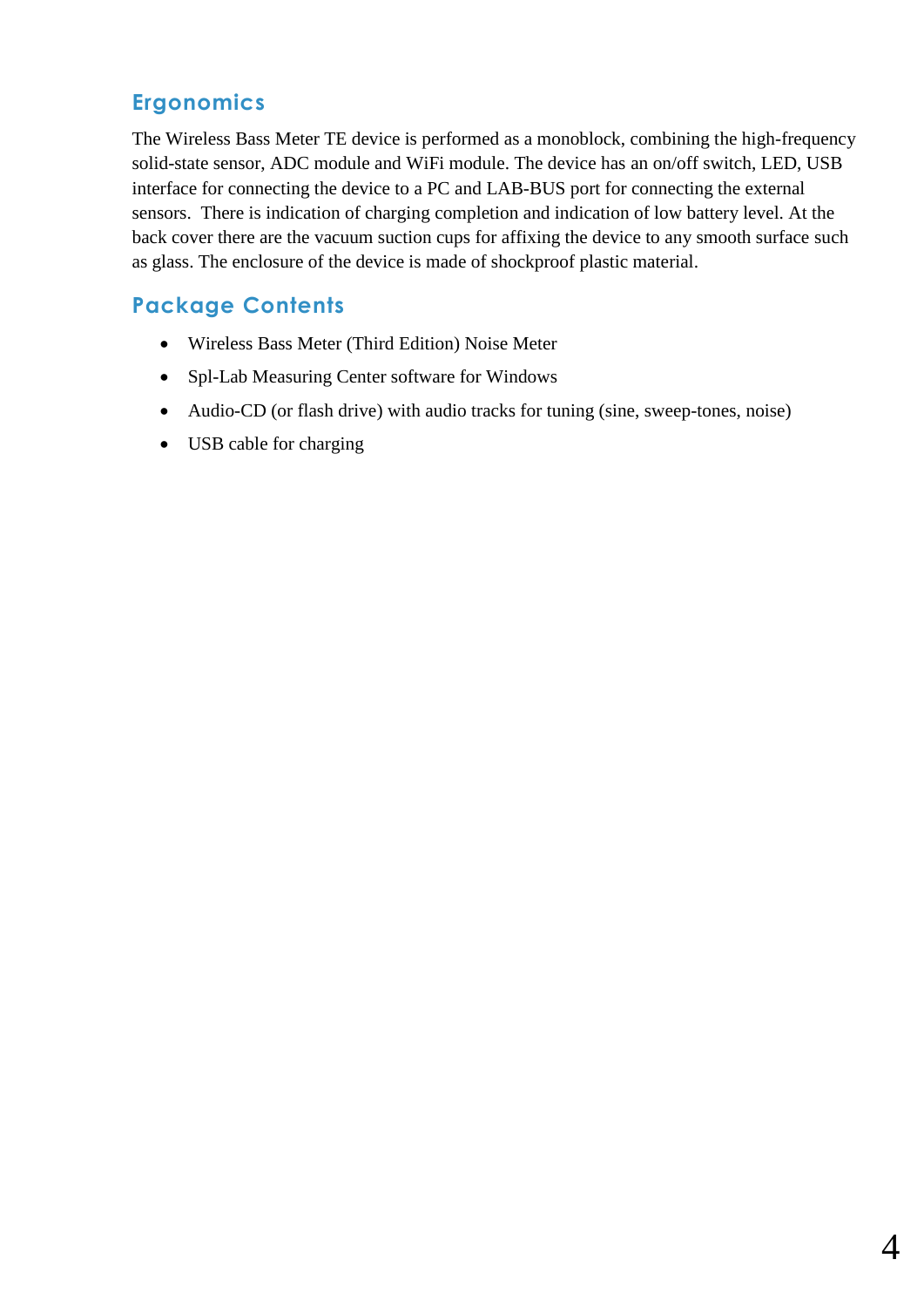## Ergonomics

The Wireless Bass Meter TE device is performed as a monoblock, combining the high-frequency solid-state sensor, ADC module and WiFi module. The device has an on/off switch, LED, USB interface for connecting the device to a PC and LAB-BUS port for connecting the external sensors. There is indication of charging completion and indication of low battery level. At the back cover there are the vacuum suction cups for affixing the device to any smooth surface such as glass. The enclosure of the device is made of shockproof plastic material.

## Package Contents

- Wireless Bass Meter (Third Edition) Noise Meter
- Spl-Lab Measuring Center software for Windows
- Audio-CD (or flash drive) with audio tracks for tuning (sine, sweep-tones, noise)
- USB cable for charging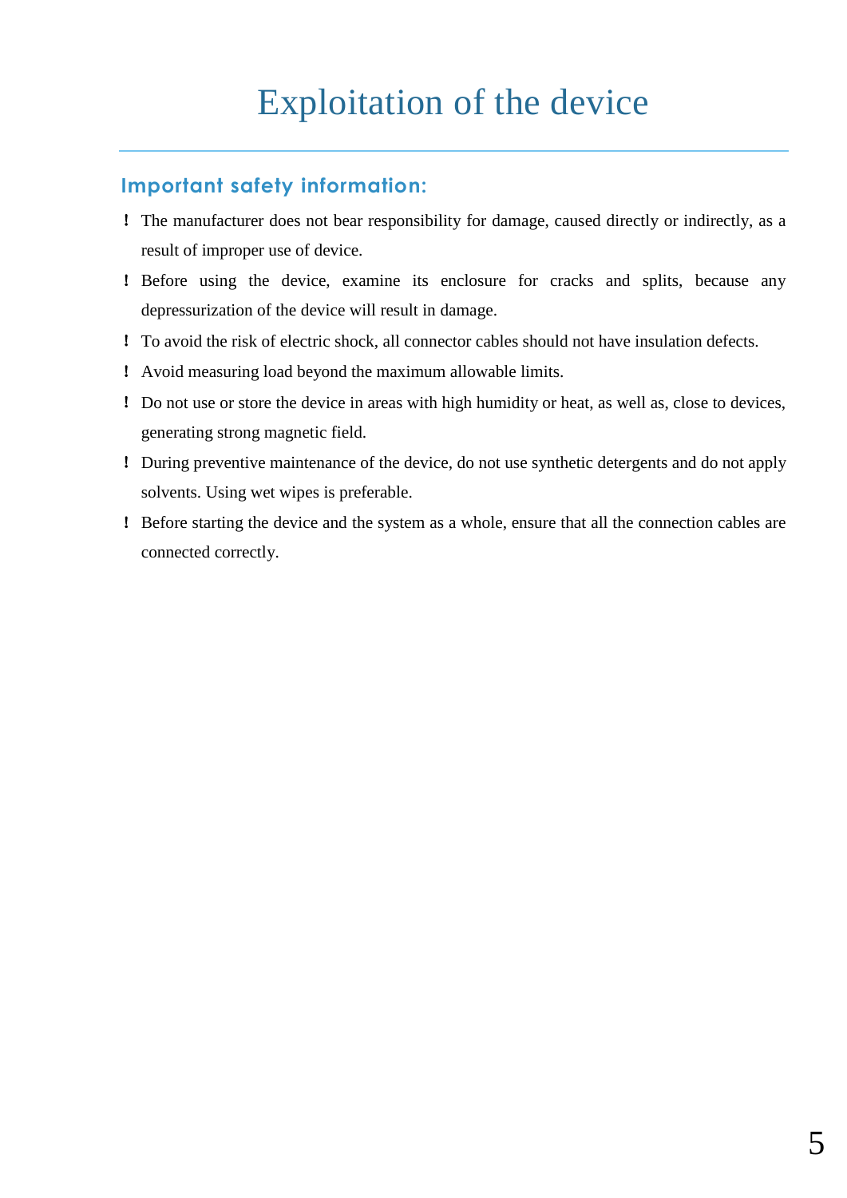# Exploitation of the device

## Important safety information:

- ! The manufacturer does not bear responsibility for damage, caused directly or indirectly, as a result of improper use of device.
- ! Before using the device, examine its enclosure for cracks and splits, because any depressurization of the device will result in damage.
- ! To avoid the risk of electric shock, all connector cables should not have insulation defects.
- ! Avoid measuring load beyond the maximum allowable limits.
- ! Do not use or store the device in areas with high humidity or heat, as well as, close to devices, generating strong magnetic field.
- ! During preventive maintenance of the device, do not use synthetic detergents and do not apply solvents. Using wet wipes is preferable.
- ! Before starting the device and the system as a whole, ensure that all the connection cables are connected correctly.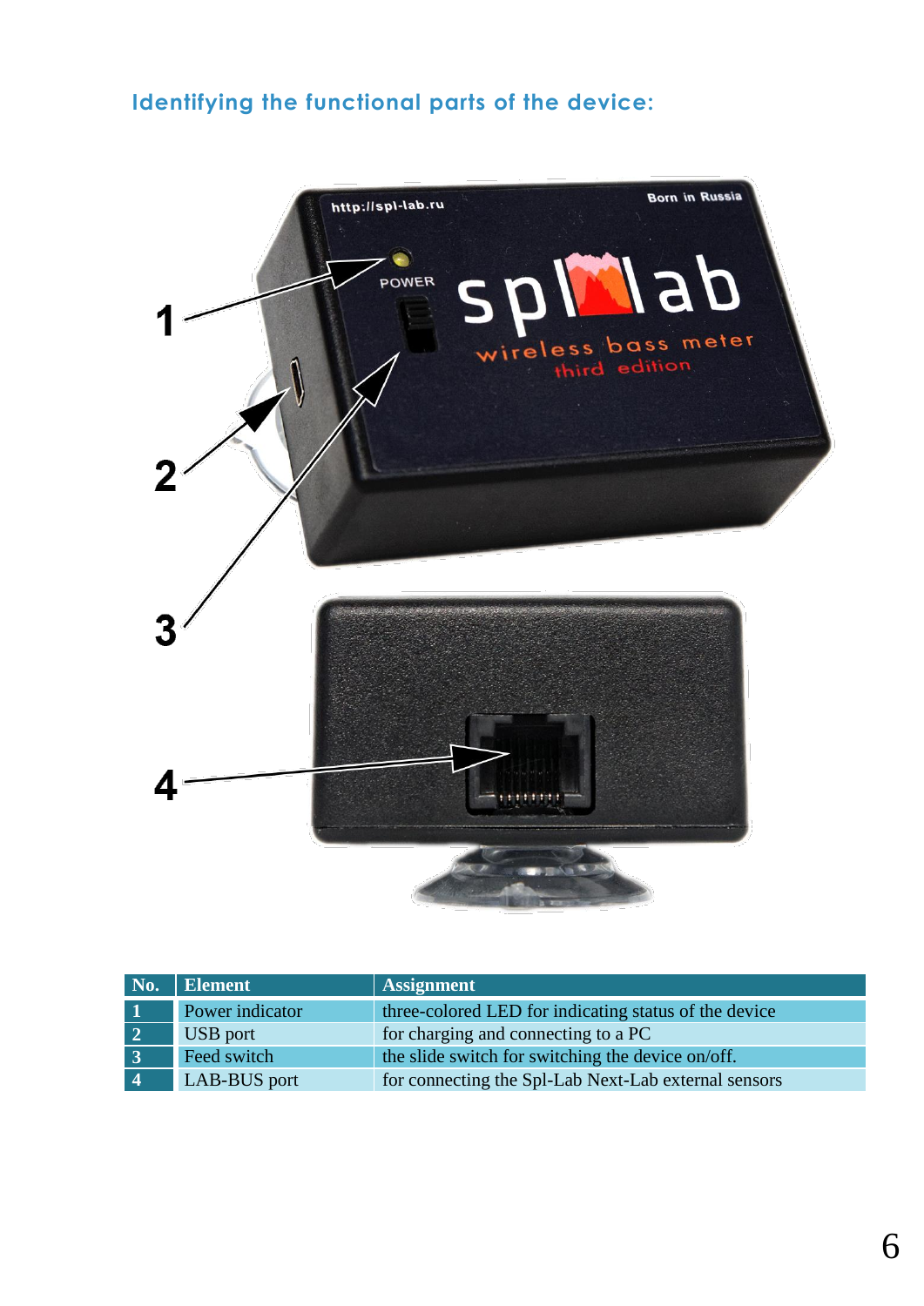## Identifying the functional parts of the device:

| No. | Element | Assignment |
| --- | --- | --- |
| 1 | Power indicator | three-colored LED for indicating status of the device |
| 2 | USB port | for charging and connecting to a PC |
| 3 | Feed switch | the slide switch for switching the device on/off. |
| 4 | LAB-BUS port | for connecting the Spl-Lab Next-Lab external sensors |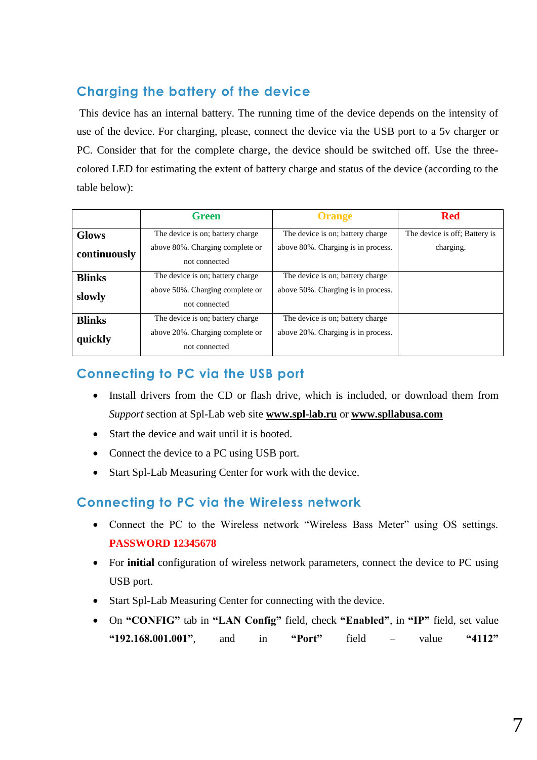## Charging the battery of the device

This device has an internal battery. The running time of the device depends on the intensity of use of the device. For charging, please, connect the device via the USB port to a 5v charger or PC. Consider that for the complete charge, the device should be switched off. Use the three-colored LED for estimating the extent of battery charge and status of the device (according to the table below):

| | Green | Orange | Red |
|---|---|---|---|
| **Glows continuously** | The device is on; battery charge above 80%. Charging complete or not connected | The device is on; battery charge above 80%. Charging is in process. | The device is off; Battery is charging. |
| **Blinks slowly** | The device is on; battery charge above 50%. Charging complete or not connected | The device is on; battery charge above 50%. Charging is in process. | |
| **Blinks quickly** | The device is on; battery charge above 20%. Charging complete or not connected | The device is on; battery charge above 20%. Charging is in process. | |

## Connecting to PC via the USB port

- Install drivers from the CD or flash drive, which is included, or download them from *Support* section at Spl-Lab web site **www.spl-lab.ru** or **www.spllabusa.com**
- Start the device and wait until it is booted.
- Connect the device to a PC using USB port.
- Start Spl-Lab Measuring Center for work with the device.

## Connecting to PC via the Wireless network

- Connect the PC to the Wireless network “Wireless Bass Meter” using OS settings. **PASSWORD 12345678**
- For **initial** configuration of wireless network parameters, connect the device to PC using USB port.
- Start Spl-Lab Measuring Center for connecting with the device.
- On **“CONFIG”** tab in **“LAN Config”** field, check **“Enabled”**, in **“IP”** field, set value **“192.168.001.001”**, and in **“Port”** field – value **“4112”**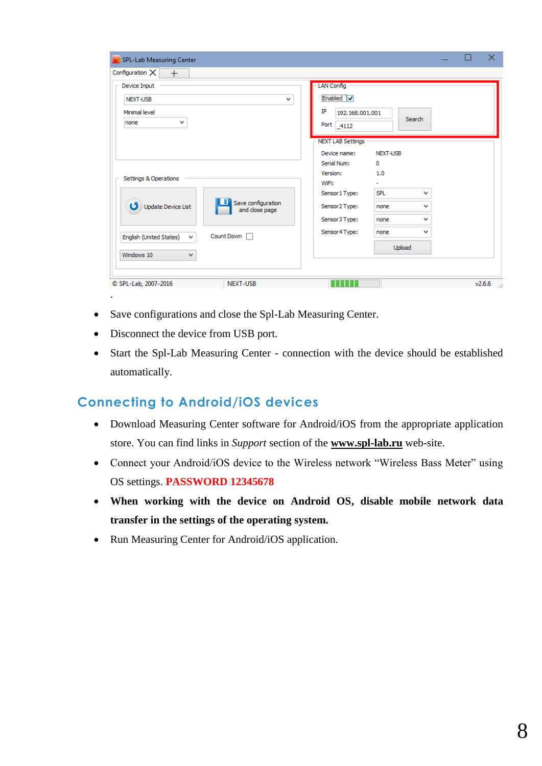.

- Save configurations and close the Spl-Lab Measuring Center.
- Disconnect the device from USB port.
- Start the Spl-Lab Measuring Center - connection with the device should be established automatically.

## Connecting to Android/iOS devices

- Download Measuring Center software for Android/iOS from the appropriate application store. You can find links in *Support* section of the **www.spl-lab.ru** web-site.
- Connect your Android/iOS device to the Wireless network “Wireless Bass Meter” using OS settings. **PASSWORD 12345678**
- **When working with the device on Android OS, disable mobile network data transfer in the settings of the operating system.**
- Run Measuring Center for Android/iOS application.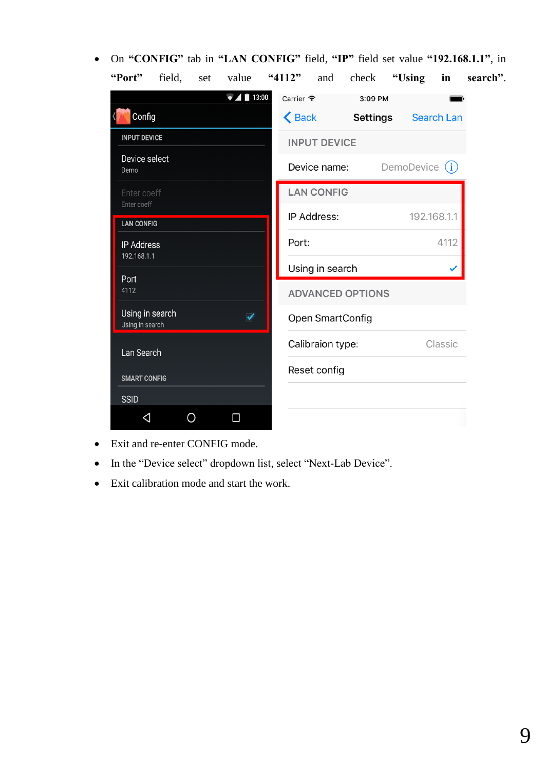- On **“CONFIG”** tab in **“LAN CONFIG”** field, **“IP”** field set value **“192.168.1.1”**, in **“Port”** field, set value **“4112”** and check **“Using in search”**.

- Exit and re-enter CONFIG mode.
- In the “Device select” dropdown list, select “Next-Lab Device”.
- Exit calibration mode and start the work.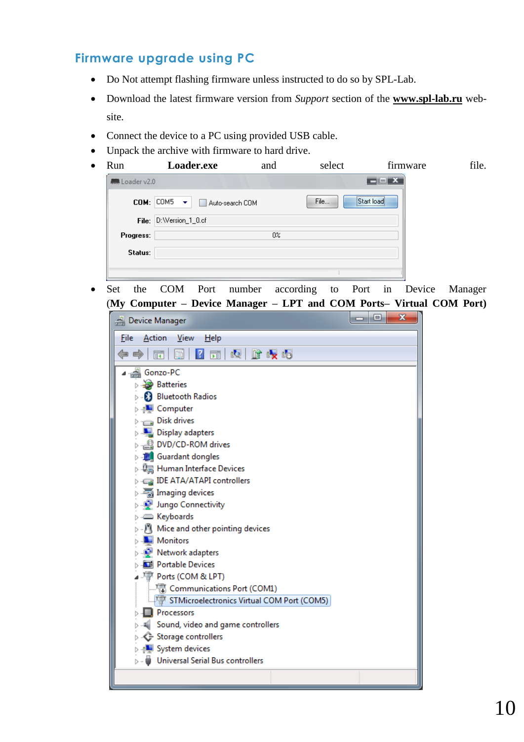## Firmware upgrade using PC

- Do Not attempt flashing firmware unless instructed to do so by SPL-Lab.
- Download the latest firmware version from *Support* section of the **www.spl-lab.ru** web-site.
- Connect the device to a PC using provided USB cable.
- Unpack the archive with firmware to hard drive.
- Run **Loader.exe** and select firmware file.
- Set the COM Port number according to Port in Device Manager (**My Computer – Device Manager – LPT and COM Ports– Virtual COM Port)**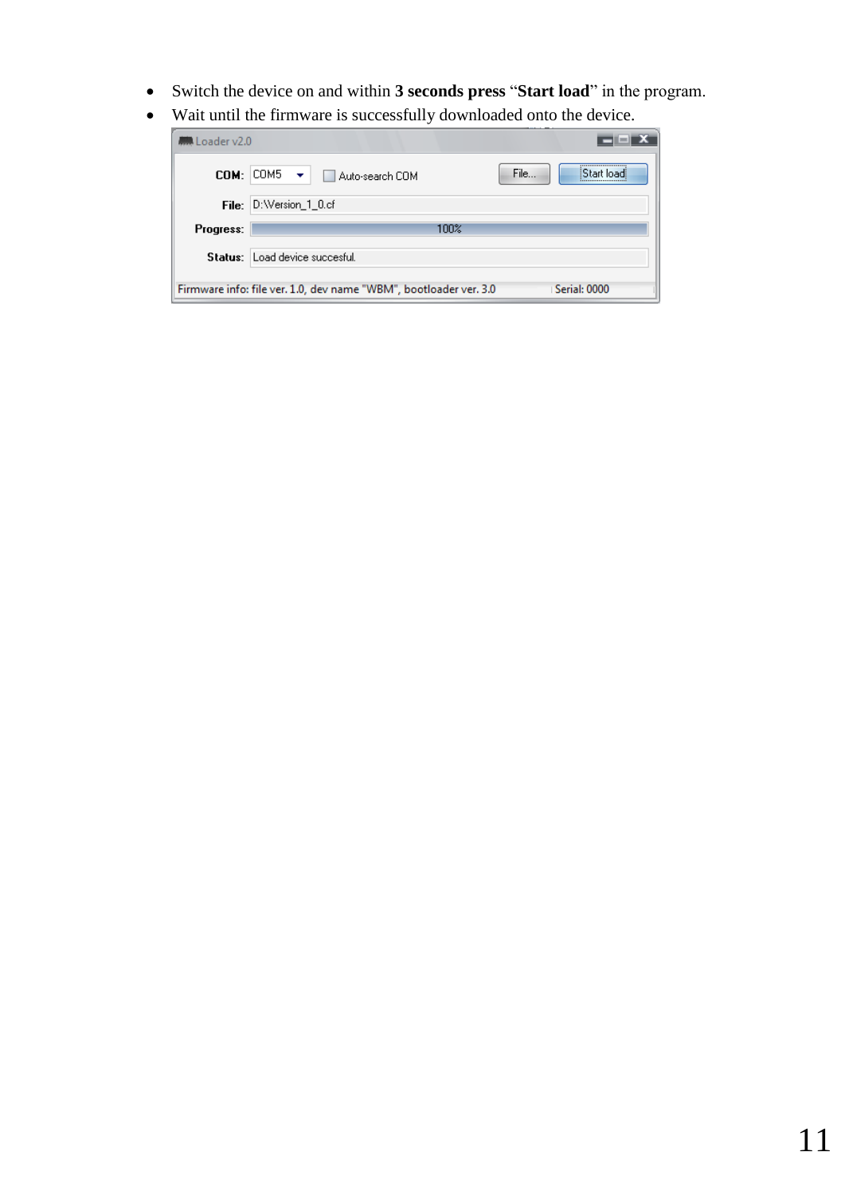- Switch the device on and within **3 seconds press** “**Start load**” in the program.
- Wait until the firmware is successfully downloaded onto the device.

Loader v2.0

**COM:** COM5 ☐ Auto-search COM [File...] [Start load]

**File:** D:\Version_1_0.cf

**Progress:** 100%

**Status:** Load device succesful.

Firmware info: file ver. 1.0, dev name "WBM", bootloader ver. 3.0 Serial: 0000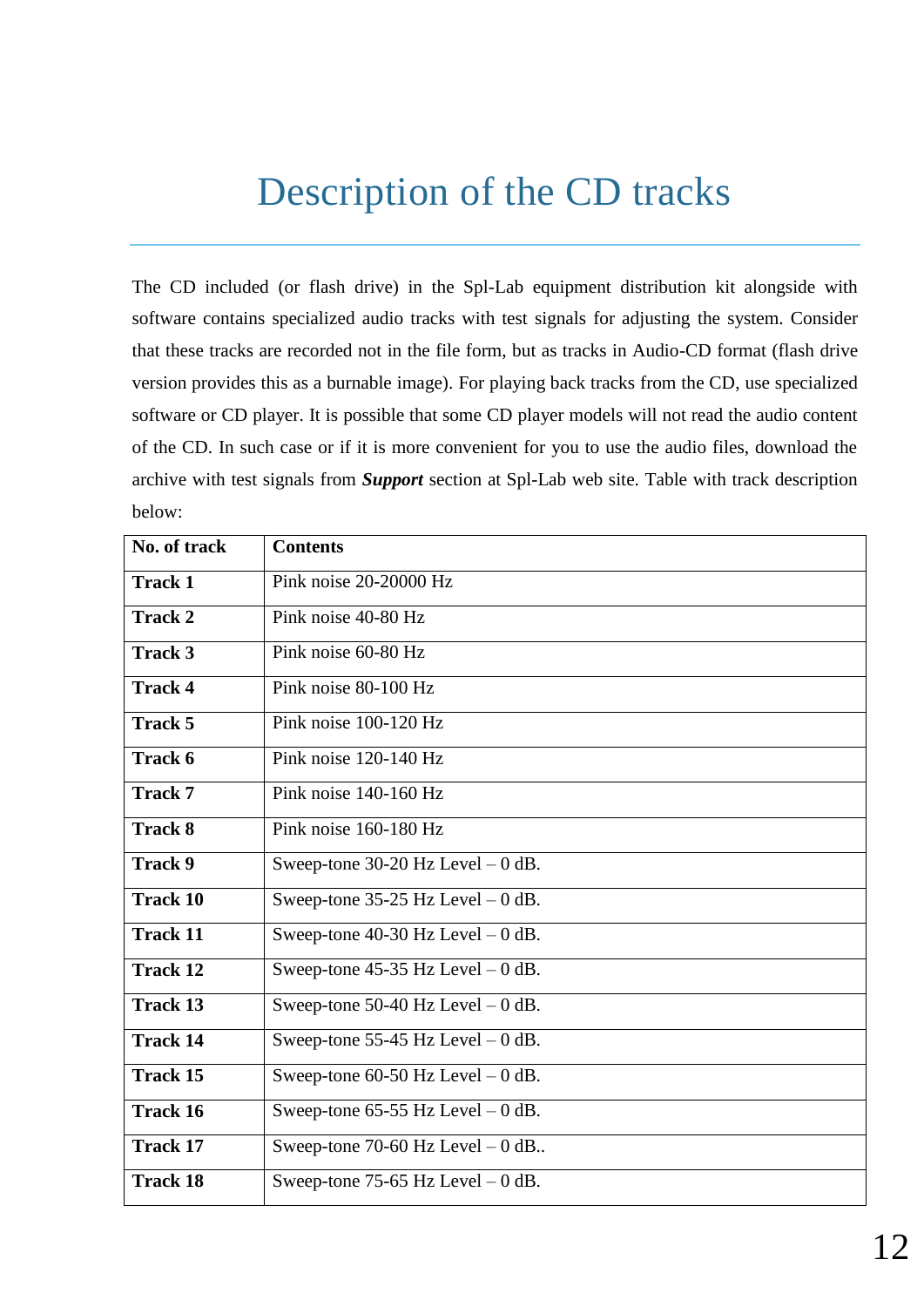# Description of the CD tracks

The CD included (or flash drive) in the Spl-Lab equipment distribution kit alongside with software contains specialized audio tracks with test signals for adjusting the system. Consider that these tracks are recorded not in the file form, but as tracks in Audio-CD format (flash drive version provides this as a burnable image). For playing back tracks from the CD, use specialized software or CD player. It is possible that some CD player models will not read the audio content of the CD. In such case or if it is more convenient for you to use the audio files, download the archive with test signals from ***Support*** section at Spl-Lab web site. Table with track description below:

| No. of track | Contents |
|---|---|
| **Track 1** | Pink noise 20-20000 Hz |
| **Track 2** | Pink noise 40-80 Hz |
| **Track 3** | Pink noise 60-80 Hz |
| **Track 4** | Pink noise 80-100 Hz |
| **Track 5** | Pink noise 100-120 Hz |
| **Track 6** | Pink noise 120-140 Hz |
| **Track 7** | Pink noise 140-160 Hz |
| **Track 8** | Pink noise 160-180 Hz |
| **Track 9** | Sweep-tone 30-20 Hz Level – 0 dB. |
| **Track 10** | Sweep-tone 35-25 Hz Level – 0 dB. |
| **Track 11** | Sweep-tone 40-30 Hz Level – 0 dB. |
| **Track 12** | Sweep-tone 45-35 Hz Level – 0 dB. |
| **Track 13** | Sweep-tone 50-40 Hz Level – 0 dB. |
| **Track 14** | Sweep-tone 55-45 Hz Level – 0 dB. |
| **Track 15** | Sweep-tone 60-50 Hz Level – 0 dB. |
| **Track 16** | Sweep-tone 65-55 Hz Level – 0 dB. |
| **Track 17** | Sweep-tone 70-60 Hz Level – 0 dB.. |
| **Track 18** | Sweep-tone 75-65 Hz Level – 0 dB. |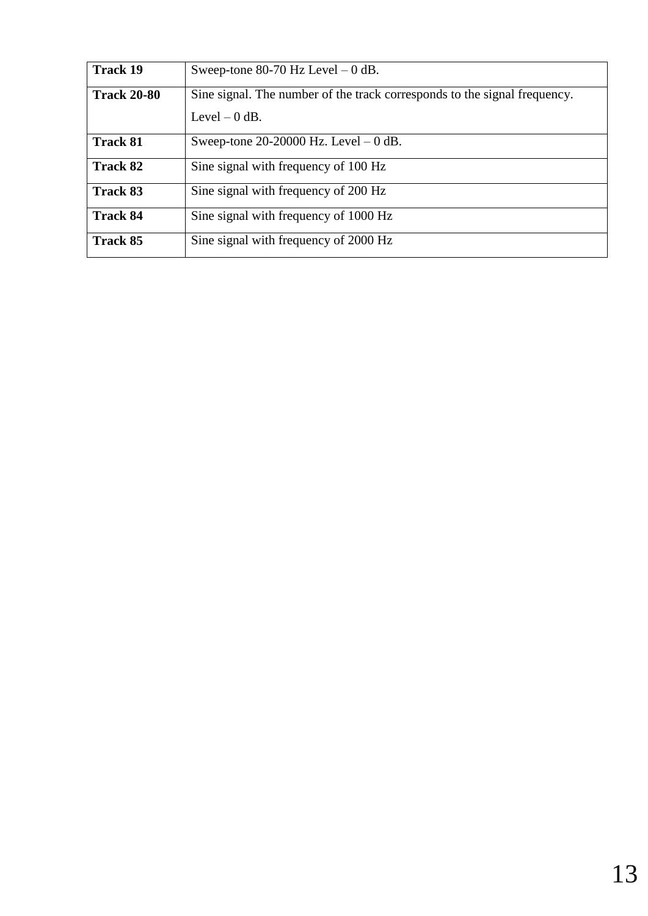| | |
|---|---|
| **Track 19** | Sweep-tone 80-70 Hz Level – 0 dB. |
| **Track 20-80** | Sine signal. The number of the track corresponds to the signal frequency.<br>Level – 0 dB. |
| **Track 81** | Sweep-tone 20-20000 Hz. Level – 0 dB. |
| **Track 82** | Sine signal with frequency of 100 Hz |
| **Track 83** | Sine signal with frequency of 200 Hz |
| **Track 84** | Sine signal with frequency of 1000 Hz |
| **Track 85** | Sine signal with frequency of 2000 Hz |